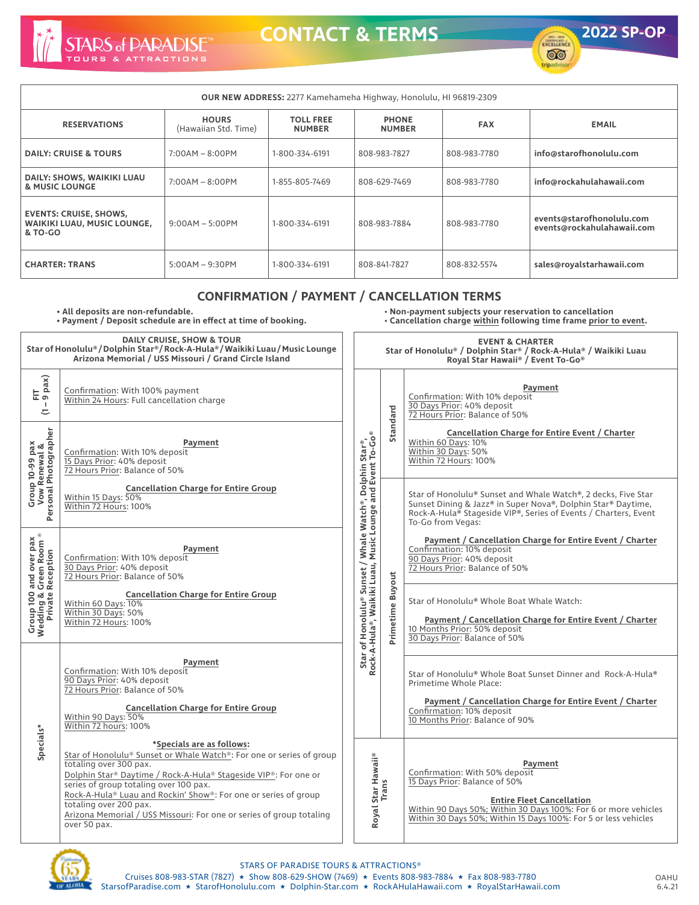# CONTACT & TERMS

**2022 SP-OP**

STARS of PARADISE™ TOURS & ATTRACTIONS

**OUR NEW ADDRESS:** 2277 Kamehameha Highway, Honolulu, HI 96819-2309

| RESERVATIONS | HOURS (Hawaiian Std. Time) | TOLL FREE NUMBER | PHONE NUMBER | FAX | EMAIL |
|---|---|---|---|---|---|
| **DAILY: CRUISE & TOURS** | 7:00AM – 8:00PM | 1-800-334-6191 | 808-983-7827 | 808-983-7780 | **info@starofhonolulu.com** |
| **DAILY: SHOWS, WAIKIKI LUAU & MUSIC LOUNGE** | 7:00AM – 8:00PM | 1-855-805-7469 | 808-629-7469 | 808-983-7780 | **info@rockahulahawaii.com** |
| **EVENTS: CRUISE, SHOWS, WAIKIKI LUAU, MUSIC LOUNGE, & TO-GO** | 9:00AM – 5:00PM | 1-800-334-6191 | 808-983-7884 | 808-983-7780 | **events@starofhonolulu.com events@rockahulahawaii.com** |
| **CHARTER: TRANS** | 5:00AM – 9:30PM | 1-800-334-6191 | 808-841-7827 | 808-832-5574 | **sales@royalstarhawaii.com** |

## CONFIRMATION / PAYMENT / CANCELLATION TERMS

- **All deposits are non-refundable.**
- **Payment / Deposit schedule are in effect at time of booking.**
- **Non-payment subjects your reservation to cancellation**
- **Cancellation charge within following time frame prior to event.**

### DAILY CRUISE, SHOW & TOUR
**Star of Honolulu® / Dolphin Star® / Rock-A-Hula® / Waikiki Luau / Music Lounge Arizona Memorial / USS Missouri / Grand Circle Island**

| Category | Terms |
|---|---|
| **FIT (1 – 9 pax)** | Confirmation: With 100% payment<br>Within 24 Hours: Full cancellation charge |
| **Group 10-99 pax Vow Renewal & Personal Photographer** | **Payment**<br>Confirmation: With 10% deposit<br>15 Days Prior: 40% deposit<br>72 Hours Prior: Balance of 50%<br><br>**Cancellation Charge for Entire Group**<br>Within 15 Days: 50%<br>Within 72 Hours: 100% |
| **Group 100 and over pax Wedding & Green Room® Private Reception** | **Payment**<br>Confirmation: With 10% deposit<br>30 Days Prior: 40% deposit<br>72 Hours Prior: Balance of 50%<br><br>**Cancellation Charge for Entire Group**<br>Within 60 Days: 10%<br>Within 30 Days: 50%<br>Within 72 Hours: 100% |
| **Specials*** | **Payment**<br>Confirmation: With 10% deposit<br>90 Days Prior: 40% deposit<br>72 Hours Prior: Balance of 50%<br><br>**Cancellation Charge for Entire Group**<br>Within 90 Days: 50%<br>Within 72 hours: 100%<br><br>***Specials are as follows:**<br>Star of Honolulu® Sunset or Whale Watch®: For one or series of group totaling over 300 pax.<br>Dolphin Star® Daytime / Rock-A-Hula® Stageside VIP®: For one or series of group totaling over 100 pax.<br>Rock-A-Hula® Luau and Rockin' Show®: For one or series of group totaling over 200 pax.<br>Arizona Memorial / USS Missouri: For one or series of group totaling over 50 pax. |

### EVENT & CHARTER
**Star of Honolulu® / Dolphin Star® / Rock-A-Hula® / Waikiki Luau Royal Star Hawaii® / Event To-Go®**

| Service | Type | Terms |
|---|---|---|
| **Star of Honolulu® Sunset / Whale Watch®, Dolphin Star®, Rock-A-Hula®, Waikiki Luau, Music Lounge and Event To-Go®** | **Standard** | **Payment**<br>Confirmation: With 10% deposit<br>30 Days Prior: 40% deposit<br>72 Hours Prior: Balance of 50%<br><br>**Cancellation Charge for Entire Event / Charter**<br>Within 60 Days: 10%<br>Within 30 Days: 50%<br>Within 72 Hours: 100% |
| | **Primetime Buyout** | Star of Honolulu® Sunset and Whale Watch®, 2 decks, Five Star Sunset Dining & Jazz® in Super Nova®, Dolphin Star® Daytime, Rock-A-Hula® Stageside VIP®, Series of Events / Charters, Event To-Go from Vegas:<br><br>**Payment / Cancellation Charge for Entire Event / Charter**<br>Confirmation: 10% deposit<br>90 Days Prior: 40% deposit<br>72 Hours Prior: Balance of 50% |
| | **Primetime Buyout** | Star of Honolulu® Whole Boat Whale Watch:<br><br>**Payment / Cancellation Charge for Entire Event / Charter**<br>10 Months Prior: 50% deposit<br>30 Days Prior: Balance of 50% |
| | **Primetime Buyout** | Star of Honolulu® Whole Boat Sunset Dinner and Rock-A-Hula® Primetime Whole Place:<br><br>**Payment / Cancellation Charge for Entire Event / Charter**<br>Confirmation: 10% deposit<br>10 Months Prior: Balance of 90% |
| **Royal Star Hawaii® Trans** | | **Payment**<br>Confirmation: With 50% deposit<br>15 Days Prior: Balance of 50%<br><br>**Entire Fleet Cancellation**<br>Within 90 Days 50%; Within 30 Days 100%: For 6 or more vehicles<br>Within 30 Days 50%; Within 15 Days 100%: For 5 or less vehicles |

STARS OF PARADISE TOURS & ATTRACTIONS®
Cruises 808-983-STAR (7827) ★ Show 808-629-SHOW (7469) ★ Events 808-983-7884 ★ Fax 808-983-7780
StarsofParadise.com ★ StarofHonolulu.com ★ Dolphin-Star.com ★ RockAHulaHawaii.com ★ RoyalStarHawaii.com

OAHU 6.4.21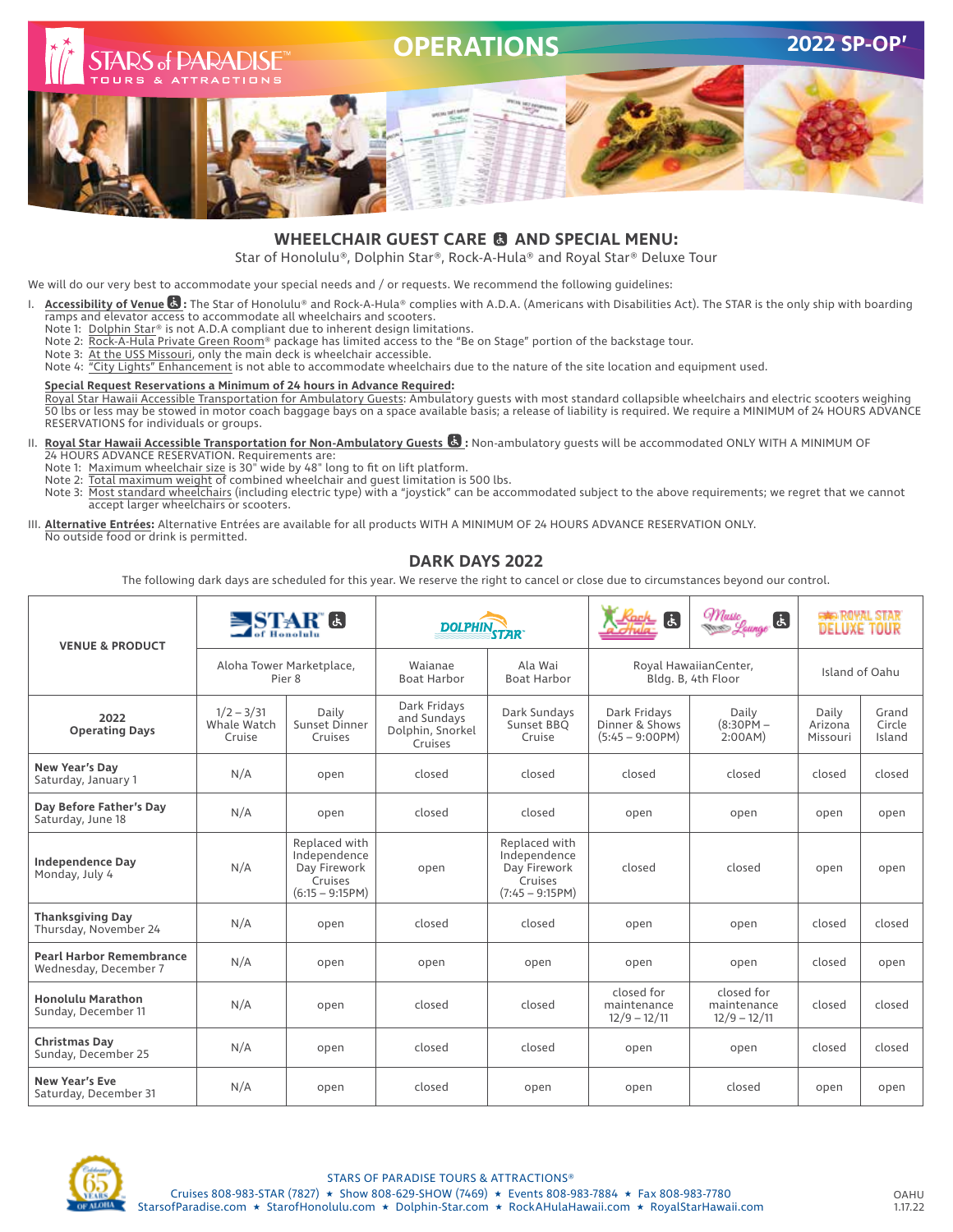# OPERATIONS

**2022 SP-OP'**

## WHEELCHAIR GUEST CARE AND SPECIAL MENU:

Star of Honolulu®, Dolphin Star®, Rock-A-Hula® and Royal Star® Deluxe Tour

We will do our very best to accommodate your special needs and / or requests. We recommend the following guidelines:

I. **Accessibility of Venue:** The Star of Honolulu® and Rock-A-Hula® complies with A.D.A. (Americans with Disabilities Act). The STAR is the only ship with boarding ramps and elevator access to accommodate all wheelchairs and scooters.
Note 1: Dolphin Star® is not A.D.A compliant due to inherent design limitations.
Note 2: Rock-A-Hula Private Green Room® package has limited access to the "Be on Stage" portion of the backstage tour.
Note 3: At the USS Missouri, only the main deck is wheelchair accessible.
Note 4: "City Lights" Enhancement is not able to accommodate wheelchairs due to the nature of the site location and equipment used.

**Special Request Reservations a Minimum of 24 hours in Advance Required:**
Royal Star Hawaii Accessible Transportation for Ambulatory Guests: Ambulatory guests with most standard collapsible wheelchairs and electric scooters weighing 50 lbs or less may be stowed in motor coach baggage bays on a space available basis; a release of liability is required. We require a MINIMUM of 24 HOURS ADVANCE RESERVATIONS for individuals or groups.

II. **Royal Star Hawaii Accessible Transportation for Non-Ambulatory Guests:** Non-ambulatory guests will be accommodated ONLY WITH A MINIMUM OF 24 HOURS ADVANCE RESERVATION. Requirements are:
Note 1: Maximum wheelchair size is 30" wide by 48" long to fit on lift platform.
Note 2: Total maximum weight of combined wheelchair and guest limitation is 500 lbs.
Note 3: Most standard wheelchairs (including electric type) with a "joystick" can be accommodated subject to the above requirements; we regret that we cannot accept larger wheelchairs or scooters.

III. **Alternative Entrées:** Alternative Entrées are available for all products WITH A MINIMUM OF 24 HOURS ADVANCE RESERVATION ONLY.
No outside food or drink is permitted.

## DARK DAYS 2022

The following dark days are scheduled for this year. We reserve the right to cancel or close due to circumstances beyond our control.

| VENUE & PRODUCT | STAR of Honolulu | | DOLPHIN STAR | | Rock-A-Hula | Music Lounge | ROYAL STAR DELUXE TOUR | |
|---|---|---|---|---|---|---|---|---|
| | Aloha Tower Marketplace, Pier 8 | | Waianae Boat Harbor | Ala Wai Boat Harbor | Royal HawaiianCenter, Bldg. B, 4th Floor | | Island of Oahu | |
| **2022 Operating Days** | 1/2 – 3/31 Whale Watch Cruise | Daily Sunset Dinner Cruises | Dark Fridays and Sundays Dolphin, Snorkel Cruises | Dark Sundays Sunset BBQ Cruise | Dark Fridays Dinner & Shows (5:45 – 9:00PM) | Daily (8:30PM – 2:00AM) | Daily Arizona Missouri | Grand Circle Island |
| **New Year's Day** Saturday, January 1 | N/A | open | closed | closed | closed | closed | closed | closed |
| **Day Before Father's Day** Saturday, June 18 | N/A | open | closed | closed | open | open | open | open |
| **Independence Day** Monday, July 4 | N/A | Replaced with Independence Day Firework Cruises (6:15 – 9:15PM) | open | Replaced with Independence Day Firework Cruises (7:45 – 9:15PM) | closed | closed | open | open |
| **Thanksgiving Day** Thursday, November 24 | N/A | open | closed | closed | open | open | closed | closed |
| **Pearl Harbor Remembrance** Wednesday, December 7 | N/A | open | open | open | open | open | closed | open |
| **Honolulu Marathon** Sunday, December 11 | N/A | open | closed | closed | closed for maintenance 12/9 – 12/11 | closed for maintenance 12/9 – 12/11 | closed | closed |
| **Christmas Day** Sunday, December 25 | N/A | open | closed | closed | open | open | closed | closed |
| **New Year's Eve** Saturday, December 31 | N/A | open | closed | open | open | closed | open | open |

STARS OF PARADISE TOURS & ATTRACTIONS®
Cruises 808-983-STAR (7827) ★ Show 808-629-SHOW (7469) ★ Events 808-983-7884 ★ Fax 808-983-7780
StarsofParadise.com ★ StarofHonolulu.com ★ Dolphin-Star.com ★ RockAHulaHawaii.com ★ RoyalStarHawaii.com

OAHU 1.17.22